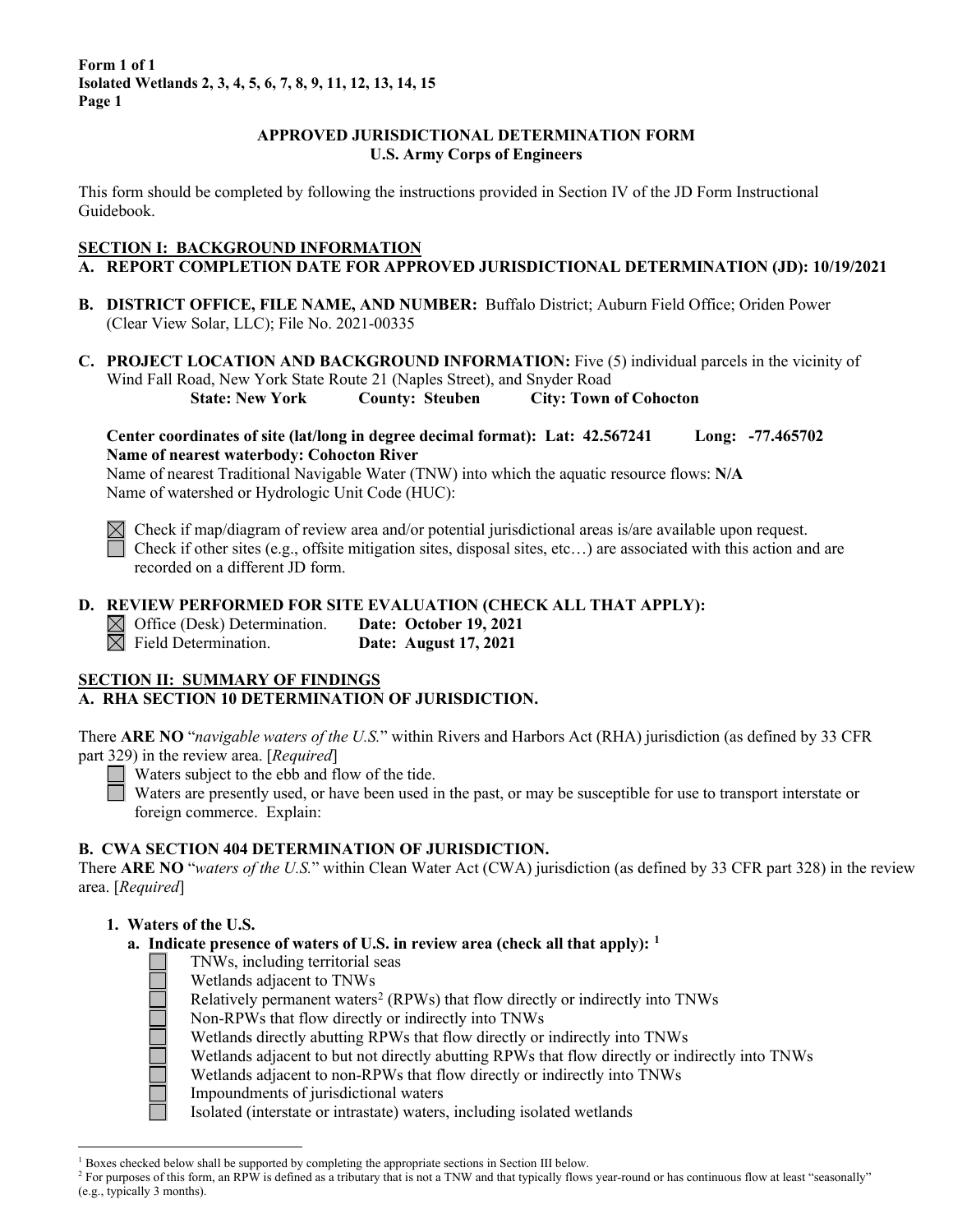**Form 1 of 1**
**Isolated Wetlands 2, 3, 4, 5, 6, 7, 8, 9, 11, 12, 13, 14, 15**
**Page 1**

## APPROVED JURISDICTIONAL DETERMINATION FORM
## U.S. Army Corps of Engineers

This form should be completed by following the instructions provided in Section IV of the JD Form Instructional Guidebook.

### SECTION I: BACKGROUND INFORMATION

**A. REPORT COMPLETION DATE FOR APPROVED JURISDICTIONAL DETERMINATION (JD): 10/19/2021**

**B. DISTRICT OFFICE, FILE NAME, AND NUMBER:** Buffalo District; Auburn Field Office; Oriden Power (Clear View Solar, LLC); File No. 2021-00335

**C. PROJECT LOCATION AND BACKGROUND INFORMATION:** Five (5) individual parcels in the vicinity of Wind Fall Road, New York State Route 21 (Naples Street), and Snyder Road

**State: New York** **County: Steuben** **City: Town of Cohocton**

**Center coordinates of site (lat/long in degree decimal format): Lat: 42.567241 Long: -77.465702**
**Name of nearest waterbody: Cohocton River**
Name of nearest Traditional Navigable Water (TNW) into which the aquatic resource flows: **N/A**
Name of watershed or Hydrologic Unit Code (HUC):

- [x] Check if map/diagram of review area and/or potential jurisdictional areas is/are available upon request.
- [ ] Check if other sites (e.g., offsite mitigation sites, disposal sites, etc…) are associated with this action and are recorded on a different JD form.

**D. REVIEW PERFORMED FOR SITE EVALUATION (CHECK ALL THAT APPLY):**

- [x] Office (Desk) Determination. **Date: October 19, 2021**
- [x] Field Determination. **Date: August 17, 2021**

### SECTION II: SUMMARY OF FINDINGS

**A. RHA SECTION 10 DETERMINATION OF JURISDICTION.**

There **ARE NO** "*navigable waters of the U.S.*" within Rivers and Harbors Act (RHA) jurisdiction (as defined by 33 CFR part 329) in the review area. [*Required*]

- [ ] Waters subject to the ebb and flow of the tide.
- [ ] Waters are presently used, or have been used in the past, or may be susceptible for use to transport interstate or foreign commerce. Explain:

**B. CWA SECTION 404 DETERMINATION OF JURISDICTION.**

There **ARE NO** "*waters of the U.S.*" within Clean Water Act (CWA) jurisdiction (as defined by 33 CFR part 328) in the review area. [*Required*]

**1. Waters of the U.S.**

**a. Indicate presence of waters of U.S. in review area (check all that apply):** [1]

- [ ] TNWs, including territorial seas
- [ ] Wetlands adjacent to TNWs
- [ ] Relatively permanent waters[2] (RPWs) that flow directly or indirectly into TNWs
- [ ] Non-RPWs that flow directly or indirectly into TNWs
- [ ] Wetlands directly abutting RPWs that flow directly or indirectly into TNWs
- [ ] Wetlands adjacent to but not directly abutting RPWs that flow directly or indirectly into TNWs
- [ ] Wetlands adjacent to non-RPWs that flow directly or indirectly into TNWs
- [ ] Impoundments of jurisdictional waters
- [ ] Isolated (interstate or intrastate) waters, including isolated wetlands

---

[1] Boxes checked below shall be supported by completing the appropriate sections in Section III below.

[2] For purposes of this form, an RPW is defined as a tributary that is not a TNW and that typically flows year-round or has continuous flow at least "seasonally" (e.g., typically 3 months).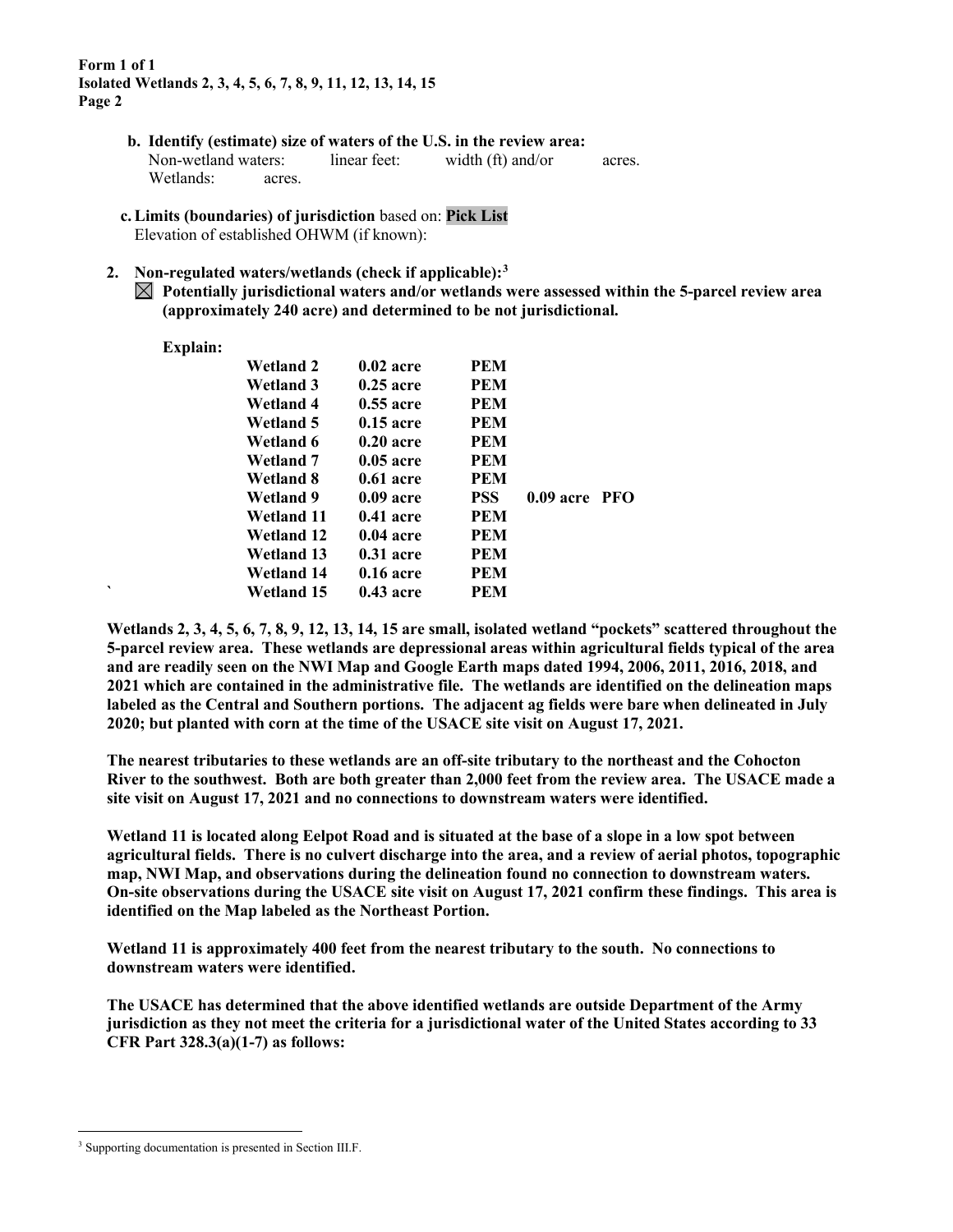**Form 1 of 1**
**Isolated Wetlands 2, 3, 4, 5, 6, 7, 8, 9, 11, 12, 13, 14, 15**

**b. Identify (estimate) size of waters of the U.S. in the review area:**
Non-wetland waters: linear feet: width (ft) and/or acres.
Wetlands: acres.

**c. Limits (boundaries) of jurisdiction** based on: **Pick List**
Elevation of established OHWM (if known):

**2. Non-regulated waters/wetlands (check if applicable):**[3]

☒ **Potentially jurisdictional waters and/or wetlands were assessed within the 5-parcel review area (approximately 240 acre) and determined to be not jurisdictional.**

**Explain:**

| | | | | |
|---|---|---|---|---|
| **Wetland 2** | **0.02 acre** | **PEM** | | |
| **Wetland 3** | **0.25 acre** | **PEM** | | |
| **Wetland 4** | **0.55 acre** | **PEM** | | |
| **Wetland 5** | **0.15 acre** | **PEM** | | |
| **Wetland 6** | **0.20 acre** | **PEM** | | |
| **Wetland 7** | **0.05 acre** | **PEM** | | |
| **Wetland 8** | **0.61 acre** | **PEM** | | |
| **Wetland 9** | **0.09 acre** | **PSS** | **0.09 acre** | **PFO** |
| **Wetland 11** | **0.41 acre** | **PEM** | | |
| **Wetland 12** | **0.04 acre** | **PEM** | | |
| **Wetland 13** | **0.31 acre** | **PEM** | | |
| **Wetland 14** | **0.16 acre** | **PEM** | | |
| **Wetland 15** | **0.43 acre** | **PEM** | | |

**Wetlands 2, 3, 4, 5, 6, 7, 8, 9, 12, 13, 14, 15 are small, isolated wetland "pockets" scattered throughout the 5-parcel review area. These wetlands are depressional areas within agricultural fields typical of the area and are readily seen on the NWI Map and Google Earth maps dated 1994, 2006, 2011, 2016, 2018, and 2021 which are contained in the administrative file. The wetlands are identified on the delineation maps labeled as the Central and Southern portions. The adjacent ag fields were bare when delineated in July 2020; but planted with corn at the time of the USACE site visit on August 17, 2021.**

**The nearest tributaries to these wetlands are an off-site tributary to the northeast and the Cohocton River to the southwest. Both are both greater than 2,000 feet from the review area. The USACE made a site visit on August 17, 2021 and no connections to downstream waters were identified.**

**Wetland 11 is located along Eelpot Road and is situated at the base of a slope in a low spot between agricultural fields. There is no culvert discharge into the area, and a review of aerial photos, topographic map, NWI Map, and observations during the delineation found no connection to downstream waters. On-site observations during the USACE site visit on August 17, 2021 confirm these findings. This area is identified on the Map labeled as the Northeast Portion.**

**Wetland 11 is approximately 400 feet from the nearest tributary to the south. No connections to downstream waters were identified.**

**The USACE has determined that the above identified wetlands are outside Department of the Army jurisdiction as they not meet the criteria for a jurisdictional water of the United States according to 33 CFR Part 328.3(a)(1-7) as follows:**

---

[3] Supporting documentation is presented in Section III.F.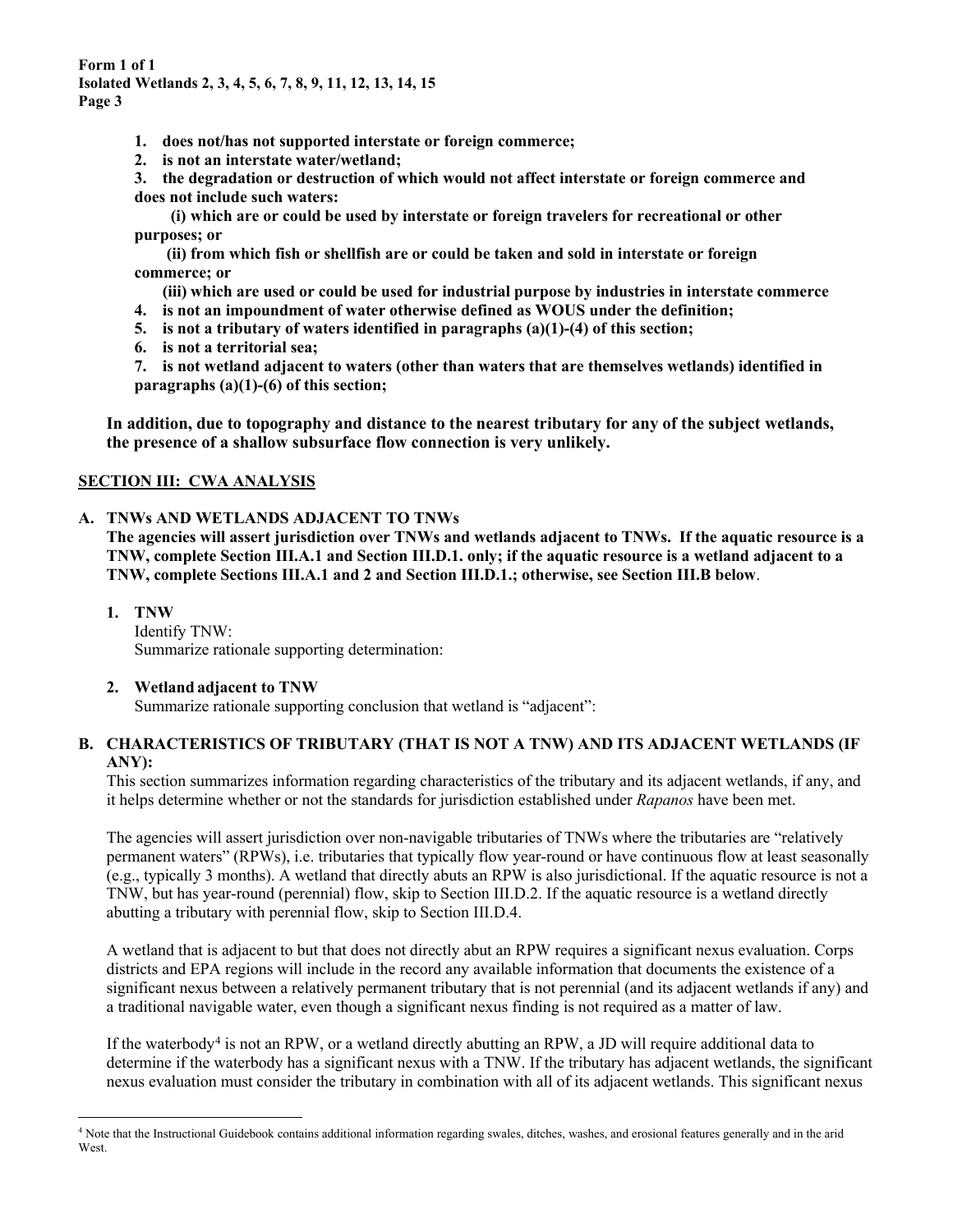**1. does not/has not supported interstate or foreign commerce;**

**2. is not an interstate water/wetland;**

**3. the degradation or destruction of which would not affect interstate or foreign commerce and does not include such waters:**

**(i) which are or could be used by interstate or foreign travelers for recreational or other purposes; or**

**(ii) from which fish or shellfish are or could be taken and sold in interstate or foreign commerce; or**

**(iii) which are used or could be used for industrial purpose by industries in interstate commerce**

**4. is not an impoundment of water otherwise defined as WOUS under the definition;**

**5. is not a tributary of waters identified in paragraphs (a)(1)-(4) of this section;**

**6. is not a territorial sea;**

**7. is not wetland adjacent to waters (other than waters that are themselves wetlands) identified in paragraphs (a)(1)-(6) of this section;**

**In addition, due to topography and distance to the nearest tributary for any of the subject wetlands, the presence of a shallow subsurface flow connection is very unlikely.**

## SECTION III: CWA ANALYSIS

### A. TNWs AND WETLANDS ADJACENT TO TNWs

**The agencies will assert jurisdiction over TNWs and wetlands adjacent to TNWs. If the aquatic resource is a TNW, complete Section III.A.1 and Section III.D.1. only; if the aquatic resource is a wetland adjacent to a TNW, complete Sections III.A.1 and 2 and Section III.D.1.; otherwise, see Section III.B below**.

**1. TNW**

Identify TNW:

Summarize rationale supporting determination:

**2. Wetland adjacent to TNW**

Summarize rationale supporting conclusion that wetland is "adjacent":

### B. CHARACTERISTICS OF TRIBUTARY (THAT IS NOT A TNW) AND ITS ADJACENT WETLANDS (IF ANY):

This section summarizes information regarding characteristics of the tributary and its adjacent wetlands, if any, and it helps determine whether or not the standards for jurisdiction established under *Rapanos* have been met.

The agencies will assert jurisdiction over non-navigable tributaries of TNWs where the tributaries are "relatively permanent waters" (RPWs), i.e. tributaries that typically flow year-round or have continuous flow at least seasonally (e.g., typically 3 months). A wetland that directly abuts an RPW is also jurisdictional. If the aquatic resource is not a TNW, but has year-round (perennial) flow, skip to Section III.D.2. If the aquatic resource is a wetland directly abutting a tributary with perennial flow, skip to Section III.D.4.

A wetland that is adjacent to but that does not directly abut an RPW requires a significant nexus evaluation. Corps districts and EPA regions will include in the record any available information that documents the existence of a significant nexus between a relatively permanent tributary that is not perennial (and its adjacent wetlands if any) and a traditional navigable water, even though a significant nexus finding is not required as a matter of law.

If the waterbody[4] is not an RPW, or a wetland directly abutting an RPW, a JD will require additional data to determine if the waterbody has a significant nexus with a TNW. If the tributary has adjacent wetlands, the significant nexus evaluation must consider the tributary in combination with all of its adjacent wetlands. This significant nexus

[4] Note that the Instructional Guidebook contains additional information regarding swales, ditches, washes, and erosional features generally and in the arid West.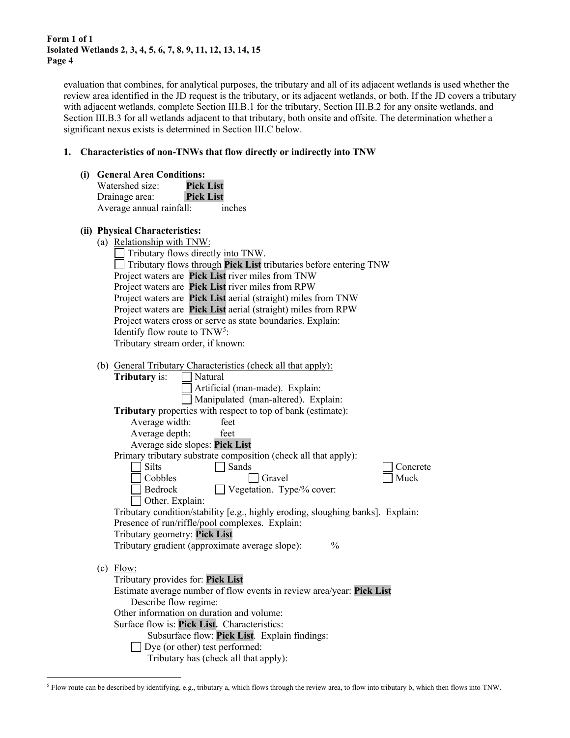evaluation that combines, for analytical purposes, the tributary and all of its adjacent wetlands is used whether the review area identified in the JD request is the tributary, or its adjacent wetlands, or both. If the JD covers a tributary with adjacent wetlands, complete Section III.B.1 for the tributary, Section III.B.2 for any onsite wetlands, and Section III.B.3 for all wetlands adjacent to that tributary, both onsite and offsite. The determination whether a significant nexus exists is determined in Section III.C below.

**1. Characteristics of non-TNWs that flow directly or indirectly into TNW**

**(i) General Area Conditions:**

Watershed size: **Pick List**
Drainage area: **Pick List**
Average annual rainfall: inches

**(ii) Physical Characteristics:**

(a) Relationship with TNW:

☐ Tributary flows directly into TNW.
☐ Tributary flows through **Pick List** tributaries before entering TNW
Project waters are **Pick List** river miles from TNW
Project waters are **Pick List** river miles from RPW
Project waters are **Pick List** aerial (straight) miles from TNW
Project waters are **Pick List** aerial (straight) miles from RPW
Project waters cross or serve as state boundaries. Explain:
Identify flow route to TNW[5]:
Tributary stream order, if known:

(b) General Tributary Characteristics (check all that apply):

**Tributary** is: ☐ Natural
☐ Artificial (man-made). Explain:
☐ Manipulated (man-altered). Explain:

**Tributary** properties with respect to top of bank (estimate):
Average width: feet
Average depth: feet
Average side slopes: **Pick List**

Primary tributary substrate composition (check all that apply):

☐ Silts ☐ Sands ☐ Concrete
☐ Cobbles ☐ Gravel ☐ Muck
☐ Bedrock ☐ Vegetation. Type/% cover:
☐ Other. Explain:

Tributary condition/stability [e.g., highly eroding, sloughing banks]. Explain:
Presence of run/riffle/pool complexes. Explain:
Tributary geometry: **Pick List**
Tributary gradient (approximate average slope): %

(c) Flow:

Tributary provides for: **Pick List**
Estimate average number of flow events in review area/year: **Pick List**
Describe flow regime:
Other information on duration and volume:
Surface flow is: **Pick List.** Characteristics:
Subsurface flow: **Pick List**. Explain findings:
☐ Dye (or other) test performed:
Tributary has (check all that apply):

[5] Flow route can be described by identifying, e.g., tributary a, which flows through the review area, to flow into tributary b, which then flows into TNW.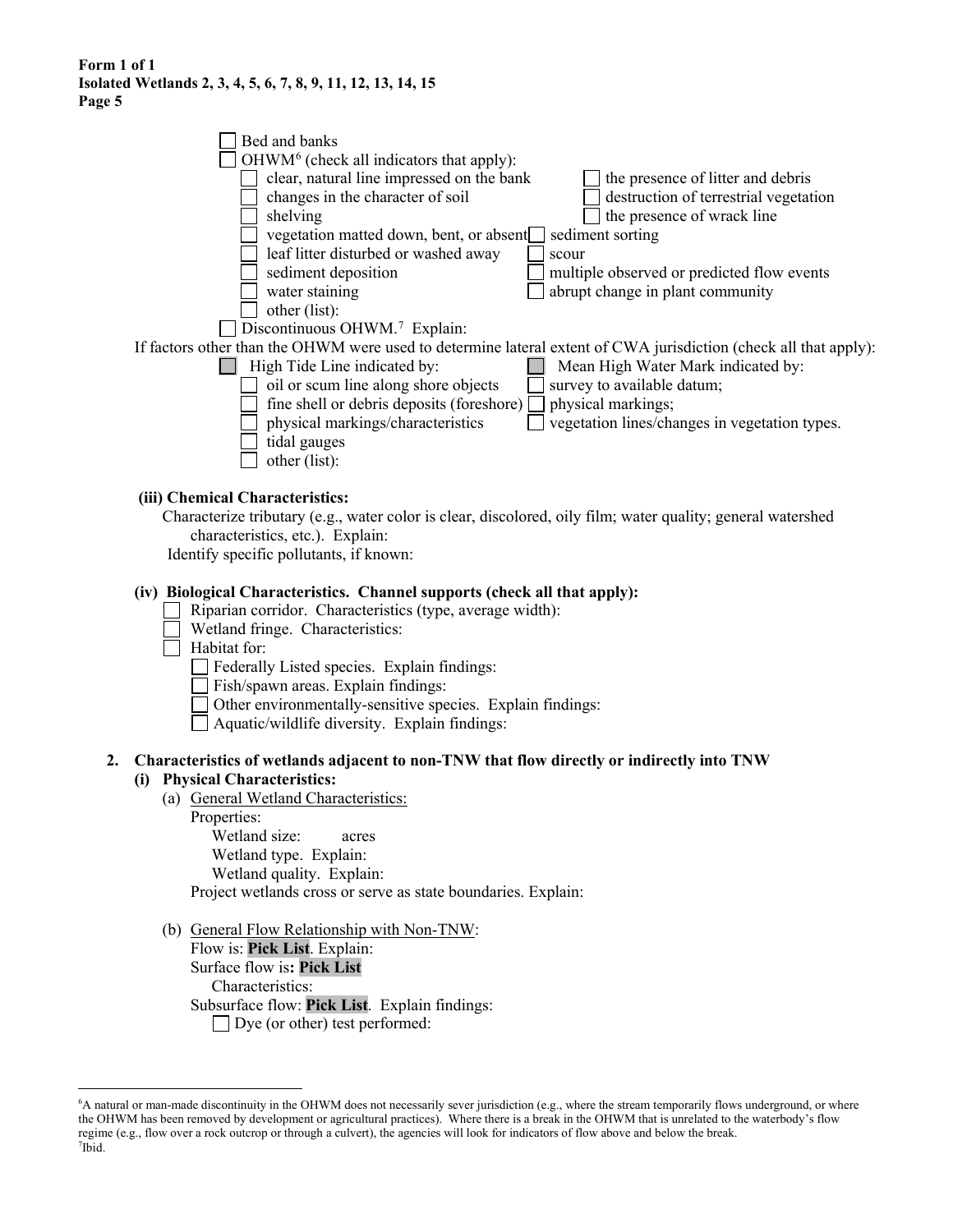- ☐ Bed and banks
- ☐ OHWM[6] (check all indicators that apply):
  - ☐ clear, natural line impressed on the bank
  - ☐ changes in the character of soil
  - ☐ shelving
  - ☐ vegetation matted down, bent, or absent
  - ☐ leaf litter disturbed or washed away
  - ☐ sediment deposition
  - ☐ water staining
  - ☐ other (list):
  - ☐ the presence of litter and debris
  - ☐ destruction of terrestrial vegetation
  - ☐ the presence of wrack line
  - ☐ sediment sorting
  - ☐ scour
  - ☐ multiple observed or predicted flow events
  - ☐ abrupt change in plant community
- ☐ Discontinuous OHWM.[7] Explain:

If factors other than the OHWM were used to determine lateral extent of CWA jurisdiction (check all that apply):

- ☐ High Tide Line indicated by:
  - ☐ oil or scum line along shore objects
  - ☐ fine shell or debris deposits (foreshore)
  - ☐ physical markings/characteristics
  - ☐ tidal gauges
  - ☐ other (list):
- ☐ Mean High Water Mark indicated by:
  - ☐ survey to available datum;
  - ☐ physical markings;
  - ☐ vegetation lines/changes in vegetation types.

**(iii) Chemical Characteristics:**

Characterize tributary (e.g., water color is clear, discolored, oily film; water quality; general watershed characteristics, etc.). Explain:

Identify specific pollutants, if known:

**(iv) Biological Characteristics. Channel supports (check all that apply):**

- ☐ Riparian corridor. Characteristics (type, average width):
- ☐ Wetland fringe. Characteristics:
- ☐ Habitat for:
  - ☐ Federally Listed species. Explain findings:
  - ☐ Fish/spawn areas. Explain findings:
  - ☐ Other environmentally-sensitive species. Explain findings:
  - ☐ Aquatic/wildlife diversity. Explain findings:

**2. Characteristics of wetlands adjacent to non-TNW that flow directly or indirectly into TNW**

**(i) Physical Characteristics:**

(a) General Wetland Characteristics:

Properties:

Wetland size: acres

Wetland type. Explain:

Wetland quality. Explain:

Project wetlands cross or serve as state boundaries. Explain:

(b) General Flow Relationship with Non-TNW:

Flow is: **Pick List**. Explain:

Surface flow is**: Pick List**

Characteristics:

Subsurface flow: **Pick List**. Explain findings:

☐ Dye (or other) test performed:

---

[6] A natural or man-made discontinuity in the OHWM does not necessarily sever jurisdiction (e.g., where the stream temporarily flows underground, or where the OHWM has been removed by development or agricultural practices). Where there is a break in the OHWM that is unrelated to the waterbody's flow regime (e.g., flow over a rock outcrop or through a culvert), the agencies will look for indicators of flow above and below the break.

[7] Ibid.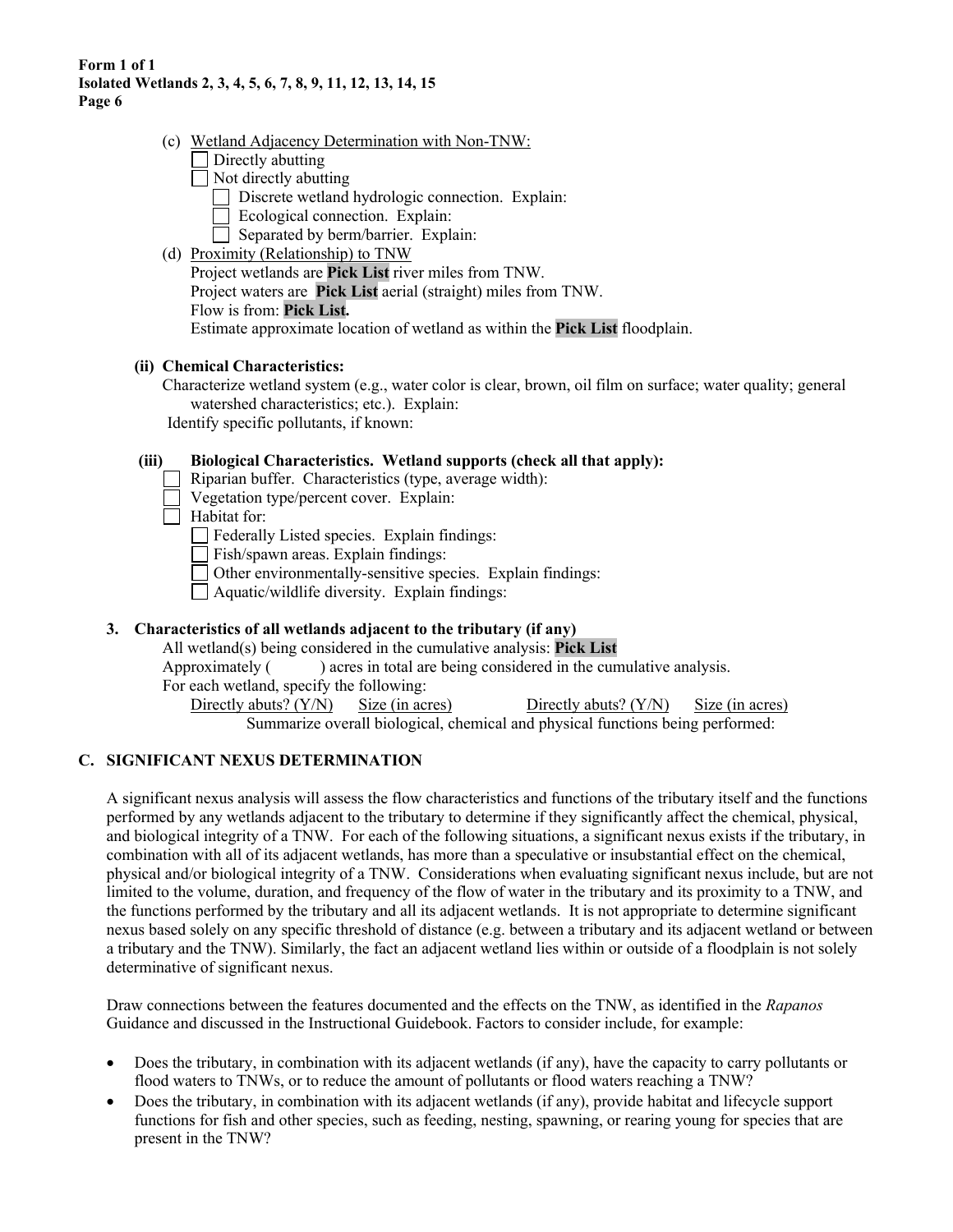(c) Wetland Adjacency Determination with Non-TNW:

☐ Directly abutting

☐ Not directly abutting

  ☐ Discrete wetland hydrologic connection. Explain:

  ☐ Ecological connection. Explain:

  ☐ Separated by berm/barrier. Explain:

(d) Proximity (Relationship) to TNW

Project wetlands are **Pick List** river miles from TNW.

Project waters are **Pick List** aerial (straight) miles from TNW.

Flow is from: **Pick List.**

Estimate approximate location of wetland as within the **Pick List** floodplain.

**(ii) Chemical Characteristics:**

Characterize wetland system (e.g., water color is clear, brown, oil film on surface; water quality; general watershed characteristics; etc.). Explain:

Identify specific pollutants, if known:

**(iii) Biological Characteristics. Wetland supports (check all that apply):**

☐ Riparian buffer. Characteristics (type, average width):

☐ Vegetation type/percent cover. Explain:

☐ Habitat for:

  ☐ Federally Listed species. Explain findings:

  ☐ Fish/spawn areas. Explain findings:

  ☐ Other environmentally-sensitive species. Explain findings:

  ☐ Aquatic/wildlife diversity. Explain findings:

**3. Characteristics of all wetlands adjacent to the tributary (if any)**

All wetland(s) being considered in the cumulative analysis: **Pick List**

Approximately (  ) acres in total are being considered in the cumulative analysis.

For each wetland, specify the following:

| Directly abuts? (Y/N) | Size (in acres) | Directly abuts? (Y/N) | Size (in acres) |
|---|---|---|---|

Summarize overall biological, chemical and physical functions being performed:

## C. SIGNIFICANT NEXUS DETERMINATION

A significant nexus analysis will assess the flow characteristics and functions of the tributary itself and the functions performed by any wetlands adjacent to the tributary to determine if they significantly affect the chemical, physical, and biological integrity of a TNW. For each of the following situations, a significant nexus exists if the tributary, in combination with all of its adjacent wetlands, has more than a speculative or insubstantial effect on the chemical, physical and/or biological integrity of a TNW. Considerations when evaluating significant nexus include, but are not limited to the volume, duration, and frequency of the flow of water in the tributary and its proximity to a TNW, and the functions performed by the tributary and all its adjacent wetlands. It is not appropriate to determine significant nexus based solely on any specific threshold of distance (e.g. between a tributary and its adjacent wetland or between a tributary and the TNW). Similarly, the fact an adjacent wetland lies within or outside of a floodplain is not solely determinative of significant nexus.

Draw connections between the features documented and the effects on the TNW, as identified in the *Rapanos* Guidance and discussed in the Instructional Guidebook. Factors to consider include, for example:

- Does the tributary, in combination with its adjacent wetlands (if any), have the capacity to carry pollutants or flood waters to TNWs, or to reduce the amount of pollutants or flood waters reaching a TNW?
- Does the tributary, in combination with its adjacent wetlands (if any), provide habitat and lifecycle support functions for fish and other species, such as feeding, nesting, spawning, or rearing young for species that are present in the TNW?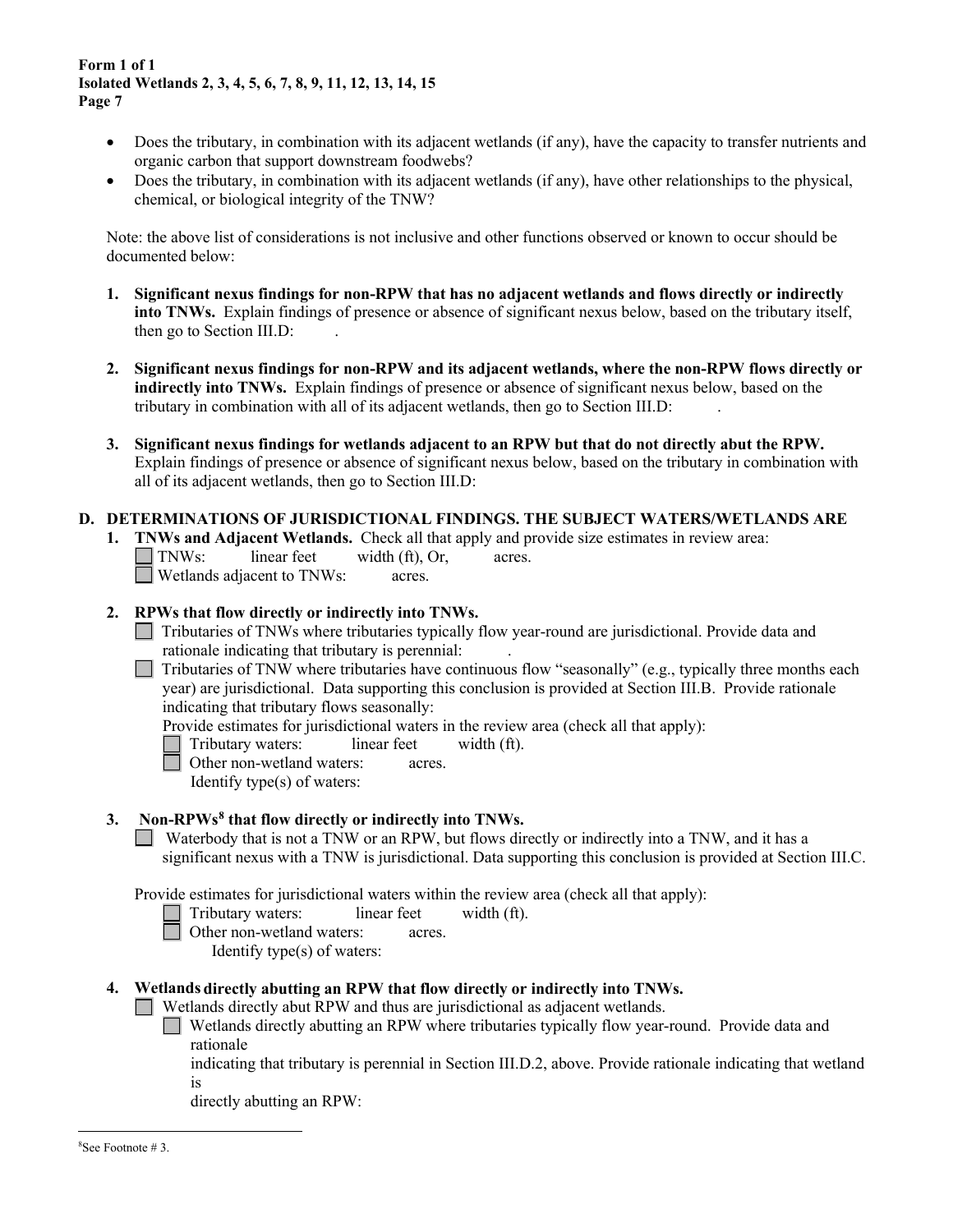- Does the tributary, in combination with its adjacent wetlands (if any), have the capacity to transfer nutrients and organic carbon that support downstream foodwebs?
- Does the tributary, in combination with its adjacent wetlands (if any), have other relationships to the physical, chemical, or biological integrity of the TNW?

Note: the above list of considerations is not inclusive and other functions observed or known to occur should be documented below:

1. **Significant nexus findings for non-RPW that has no adjacent wetlands and flows directly or indirectly into TNWs.** Explain findings of presence or absence of significant nexus below, based on the tributary itself, then go to Section III.D: .

2. **Significant nexus findings for non-RPW and its adjacent wetlands, where the non-RPW flows directly or indirectly into TNWs.** Explain findings of presence or absence of significant nexus below, based on the tributary in combination with all of its adjacent wetlands, then go to Section III.D: .

3. **Significant nexus findings for wetlands adjacent to an RPW but that do not directly abut the RPW.** Explain findings of presence or absence of significant nexus below, based on the tributary in combination with all of its adjacent wetlands, then go to Section III.D:

## D. DETERMINATIONS OF JURISDICTIONAL FINDINGS. THE SUBJECT WATERS/WETLANDS ARE

1. **TNWs and Adjacent Wetlands.** Check all that apply and provide size estimates in review area:
   - ☐ TNWs: linear feet width (ft), Or, acres.
   - ☐ Wetlands adjacent to TNWs: acres.

2. **RPWs that flow directly or indirectly into TNWs.**
   - ☐ Tributaries of TNWs where tributaries typically flow year-round are jurisdictional. Provide data and rationale indicating that tributary is perennial: .
   - ☐ Tributaries of TNW where tributaries have continuous flow "seasonally" (e.g., typically three months each year) are jurisdictional. Data supporting this conclusion is provided at Section III.B. Provide rationale indicating that tributary flows seasonally:

   Provide estimates for jurisdictional waters in the review area (check all that apply):
   - ☐ Tributary waters: linear feet width (ft).
   - ☐ Other non-wetland waters: acres.
     Identify type(s) of waters:

3. **Non-RPWs[8] that flow directly or indirectly into TNWs.**
   - ☐ Waterbody that is not a TNW or an RPW, but flows directly or indirectly into a TNW, and it has a significant nexus with a TNW is jurisdictional. Data supporting this conclusion is provided at Section III.C.

   Provide estimates for jurisdictional waters within the review area (check all that apply):
   - ☐ Tributary waters: linear feet width (ft).
   - ☐ Other non-wetland waters: acres.
     Identify type(s) of waters:

4. **Wetlands directly abutting an RPW that flow directly or indirectly into TNWs.**
   - ☐ Wetlands directly abut RPW and thus are jurisdictional as adjacent wetlands.
     - ☐ Wetlands directly abutting an RPW where tributaries typically flow year-round. Provide data and rationale
       indicating that tributary is perennial in Section III.D.2, above. Provide rationale indicating that wetland is
       directly abutting an RPW:

---

[8] See Footnote # 3.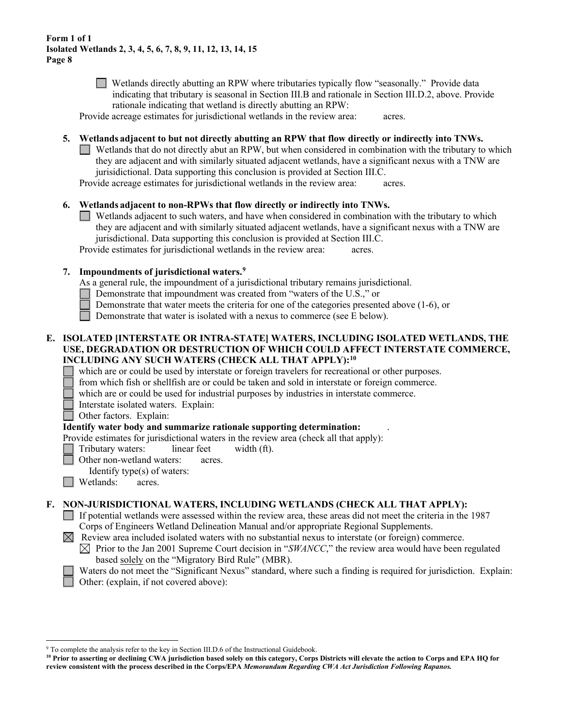- ☐ Wetlands directly abutting an RPW where tributaries typically flow "seasonally." Provide data indicating that tributary is seasonal in Section III.B and rationale in Section III.D.2, above. Provide rationale indicating that wetland is directly abutting an RPW:

Provide acreage estimates for jurisdictional wetlands in the review area: acres.

**5. Wetlands adjacent to but not directly abutting an RPW that flow directly or indirectly into TNWs.**

- ☐ Wetlands that do not directly abut an RPW, but when considered in combination with the tributary to which they are adjacent and with similarly situated adjacent wetlands, have a significant nexus with a TNW are jurisdictional. Data supporting this conclusion is provided at Section III.C.

Provide acreage estimates for jurisdictional wetlands in the review area: acres.

**6. Wetlands adjacent to non-RPWs that flow directly or indirectly into TNWs.**

- ☐ Wetlands adjacent to such waters, and have when considered in combination with the tributary to which they are adjacent and with similarly situated adjacent wetlands, have a significant nexus with a TNW are jurisdictional. Data supporting this conclusion is provided at Section III.C.

Provide estimates for jurisdictional wetlands in the review area: acres.

**7. Impoundments of jurisdictional waters.[9]**

As a general rule, the impoundment of a jurisdictional tributary remains jurisdictional.

- ☐ Demonstrate that impoundment was created from "waters of the U.S.," or
- ☐ Demonstrate that water meets the criteria for one of the categories presented above (1-6), or
- ☐ Demonstrate that water is isolated with a nexus to commerce (see E below).

## E. ISOLATED [INTERSTATE OR INTRA-STATE] WATERS, INCLUDING ISOLATED WETLANDS, THE USE, DEGRADATION OR DESTRUCTION OF WHICH COULD AFFECT INTERSTATE COMMERCE, INCLUDING ANY SUCH WATERS (CHECK ALL THAT APPLY):[10]

- ☐ which are or could be used by interstate or foreign travelers for recreational or other purposes.
- ☐ from which fish or shellfish are or could be taken and sold in interstate or foreign commerce.
- ☐ which are or could be used for industrial purposes by industries in interstate commerce.
- ☐ Interstate isolated waters. Explain:
- ☐ Other factors. Explain:

**Identify water body and summarize rationale supporting determination:** .

Provide estimates for jurisdictional waters in the review area (check all that apply):

- ☐ Tributary waters: linear feet width (ft).
- ☐ Other non-wetland waters: acres.
  - Identify type(s) of waters:
- ☐ Wetlands: acres.

## F. NON-JURISDICTIONAL WATERS, INCLUDING WETLANDS (CHECK ALL THAT APPLY):

- ☐ If potential wetlands were assessed within the review area, these areas did not meet the criteria in the 1987 Corps of Engineers Wetland Delineation Manual and/or appropriate Regional Supplements.
- ☒ Review area included isolated waters with no substantial nexus to interstate (or foreign) commerce.
  - ☒ Prior to the Jan 2001 Supreme Court decision in "*SWANCC*," the review area would have been regulated based solely on the "Migratory Bird Rule" (MBR).
- ☐ Waters do not meet the "Significant Nexus" standard, where such a finding is required for jurisdiction. Explain:
- ☐ Other: (explain, if not covered above):

---

[9] To complete the analysis refer to the key in Section III.D.6 of the Instructional Guidebook.

**[10] Prior to asserting or declining CWA jurisdiction based solely on this category, Corps Districts will elevate the action to Corps and EPA HQ for review consistent with the process described in the Corps/EPA *Memorandum Regarding CWA Act Jurisdiction Following Rapanos.***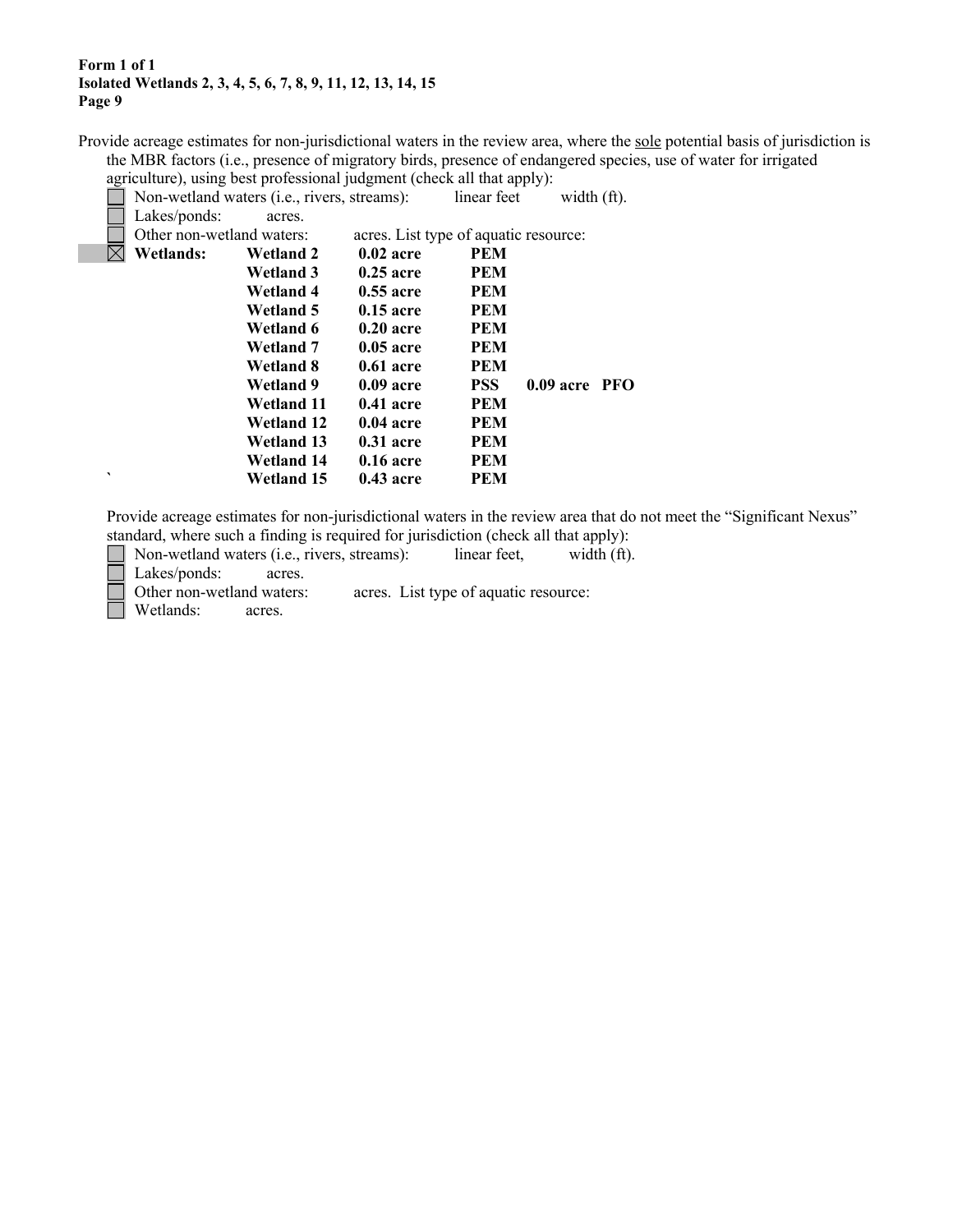**Form 1 of 1**
**Isolated Wetlands 2, 3, 4, 5, 6, 7, 8, 9, 11, 12, 13, 14, 15**

Provide acreage estimates for non-jurisdictional waters in the review area, where the <u>sole</u> potential basis of jurisdiction is the MBR factors (i.e., presence of migratory birds, presence of endangered species, use of water for irrigated agriculture), using best professional judgment (check all that apply):

- ☐ Non-wetland waters (i.e., rivers, streams): linear feet width (ft).
- ☐ Lakes/ponds: acres.
- ☐ Other non-wetland waters: acres. List type of aquatic resource:
- ☒ **Wetlands:**

| | | | | |
|---|---|---|---|---|
| **Wetland 2** | **0.02 acre** | **PEM** | | |
| **Wetland 3** | **0.25 acre** | **PEM** | | |
| **Wetland 4** | **0.55 acre** | **PEM** | | |
| **Wetland 5** | **0.15 acre** | **PEM** | | |
| **Wetland 6** | **0.20 acre** | **PEM** | | |
| **Wetland 7** | **0.05 acre** | **PEM** | | |
| **Wetland 8** | **0.61 acre** | **PEM** | | |
| **Wetland 9** | **0.09 acre** | **PSS** | **0.09 acre** | **PFO** |
| **Wetland 11** | **0.41 acre** | **PEM** | | |
| **Wetland 12** | **0.04 acre** | **PEM** | | |
| **Wetland 13** | **0.31 acre** | **PEM** | | |
| **Wetland 14** | **0.16 acre** | **PEM** | | |
| **Wetland 15** | **0.43 acre** | **PEM** | | |

Provide acreage estimates for non-jurisdictional waters in the review area that do not meet the "Significant Nexus" standard, where such a finding is required for jurisdiction (check all that apply):

- ☐ Non-wetland waters (i.e., rivers, streams): linear feet, width (ft).
- ☐ Lakes/ponds: acres.
- ☐ Other non-wetland waters: acres. List type of aquatic resource:
- ☐ Wetlands: acres.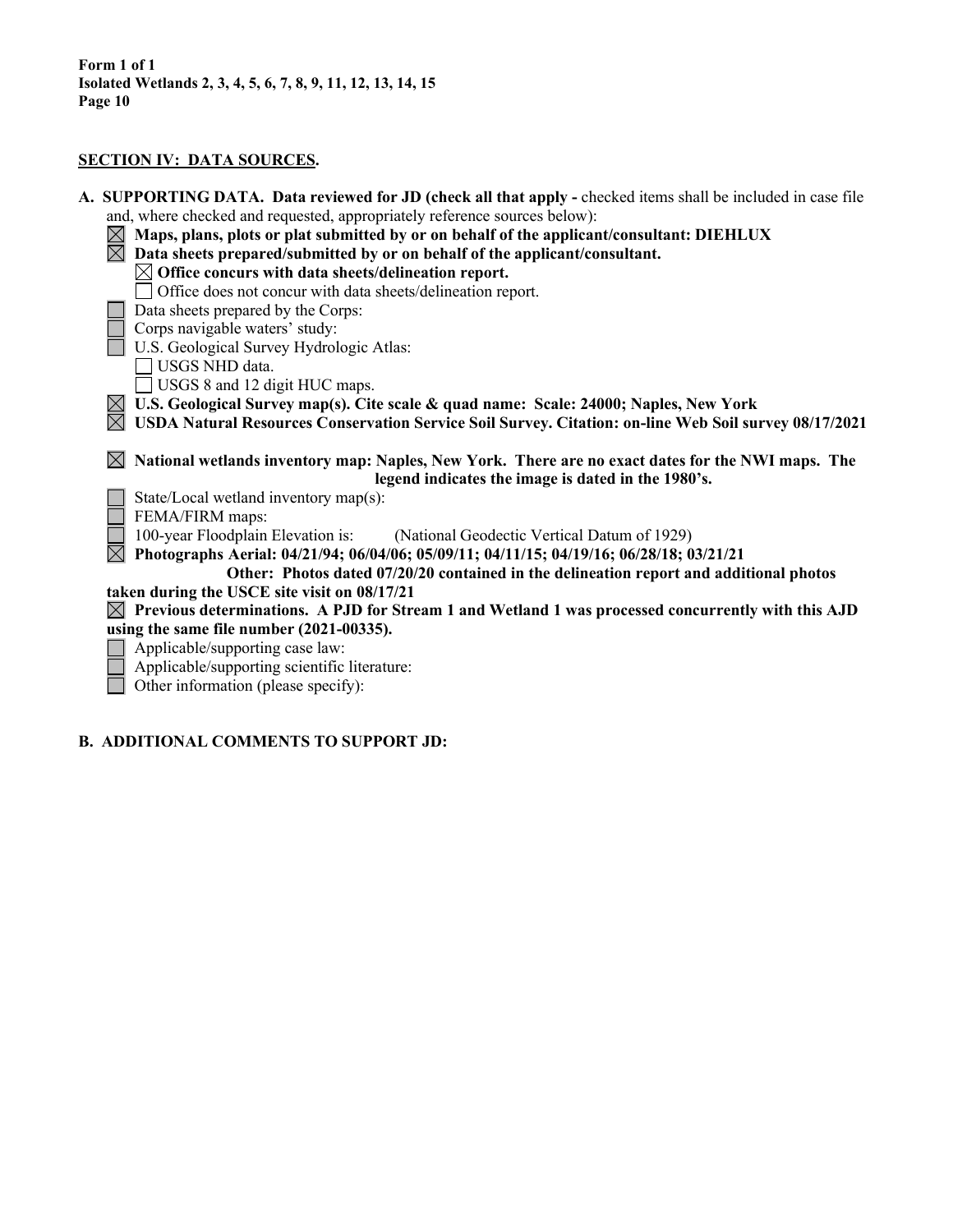**Form 1 of 1**
**Isolated Wetlands 2, 3, 4, 5, 6, 7, 8, 9, 11, 12, 13, 14, 15**

## SECTION IV: DATA SOURCES.

**A. SUPPORTING DATA. Data reviewed for JD (check all that apply -** checked items shall be included in case file and, where checked and requested, appropriately reference sources below):

- ☒ **Maps, plans, plots or plat submitted by or on behalf of the applicant/consultant: DIEHLUX**
- ☒ **Data sheets prepared/submitted by or on behalf of the applicant/consultant.**
  - ☒ **Office concurs with data sheets/delineation report.**
  - ☐ Office does not concur with data sheets/delineation report.
- ☐ Data sheets prepared by the Corps:
- ☐ Corps navigable waters' study:
- ☐ U.S. Geological Survey Hydrologic Atlas:
  - ☐ USGS NHD data.
  - ☐ USGS 8 and 12 digit HUC maps.
- ☒ **U.S. Geological Survey map(s). Cite scale & quad name: Scale: 24000; Naples, New York**
- ☒ **USDA Natural Resources Conservation Service Soil Survey. Citation: on-line Web Soil survey 08/17/2021**
- ☒ **National wetlands inventory map: Naples, New York. There are no exact dates for the NWI maps. The legend indicates the image is dated in the 1980's.**
- ☐ State/Local wetland inventory map(s):
- ☐ FEMA/FIRM maps:
- ☐ 100-year Floodplain Elevation is: (National Geodectic Vertical Datum of 1929)
- ☒ **Photographs Aerial: 04/21/94; 06/04/06; 05/09/11; 04/11/15; 04/19/16; 06/28/18; 03/21/21**
  **Other: Photos dated 07/20/20 contained in the delineation report and additional photos taken during the USCE site visit on 08/17/21**
- ☒ **Previous determinations. A PJD for Stream 1 and Wetland 1 was processed concurrently with this AJD using the same file number (2021-00335).**
- ☐ Applicable/supporting case law:
- ☐ Applicable/supporting scientific literature:
- ☐ Other information (please specify):

**B. ADDITIONAL COMMENTS TO SUPPORT JD:**